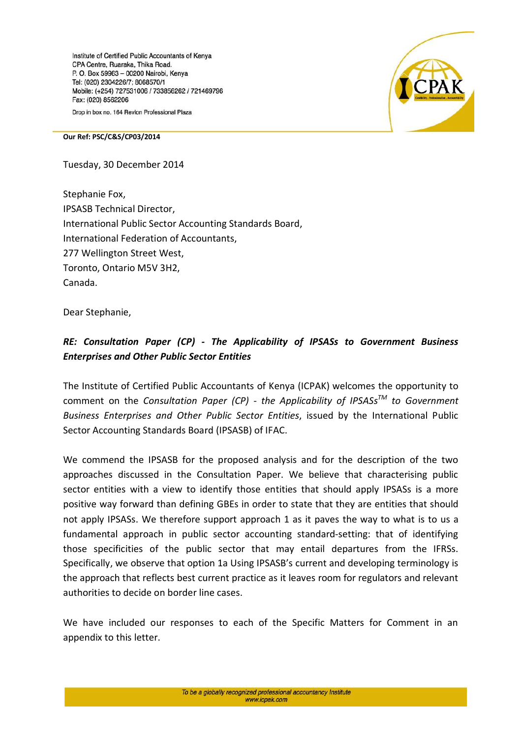Institute of Certified Public Accountants of Kenya
CPA Centre, Ruaraka, Thika Road.
P. O. Box 59963 – 00200 Nairobi, Kenya
Tel: (020) 2304226/7; 8068570/1
Mobile: (+254) 727531006 / 733856262 / 721469796
Fax: (020) 8562206

Drop in box no. 164 Revlon Professional Plaza

**Our Ref: PSC/C&S/CP03/2014**

Tuesday, 30 December 2014

Stephanie Fox,
IPSASB Technical Director,
International Public Sector Accounting Standards Board,
International Federation of Accountants,
277 Wellington Street West,
Toronto, Ontario M5V 3H2,
Canada.

Dear Stephanie,

***RE: Consultation Paper (CP) - The Applicability of IPSASs to Government Business Enterprises and Other Public Sector Entities***

The Institute of Certified Public Accountants of Kenya (ICPAK) welcomes the opportunity to comment on the *Consultation Paper (CP) - the Applicability of IPSASs™ to Government Business Enterprises and Other Public Sector Entities*, issued by the International Public Sector Accounting Standards Board (IPSASB) of IFAC.

We commend the IPSASB for the proposed analysis and for the description of the two approaches discussed in the Consultation Paper. We believe that characterising public sector entities with a view to identify those entities that should apply IPSASs is a more positive way forward than defining GBEs in order to state that they are entities that should not apply IPSASs. We therefore support approach 1 as it paves the way to what is to us a fundamental approach in public sector accounting standard-setting: that of identifying those specificities of the public sector that may entail departures from the IFRSs. Specifically, we observe that option 1a Using IPSASB's current and developing terminology is the approach that reflects best current practice as it leaves room for regulators and relevant authorities to decide on border line cases.

We have included our responses to each of the Specific Matters for Comment in an appendix to this letter.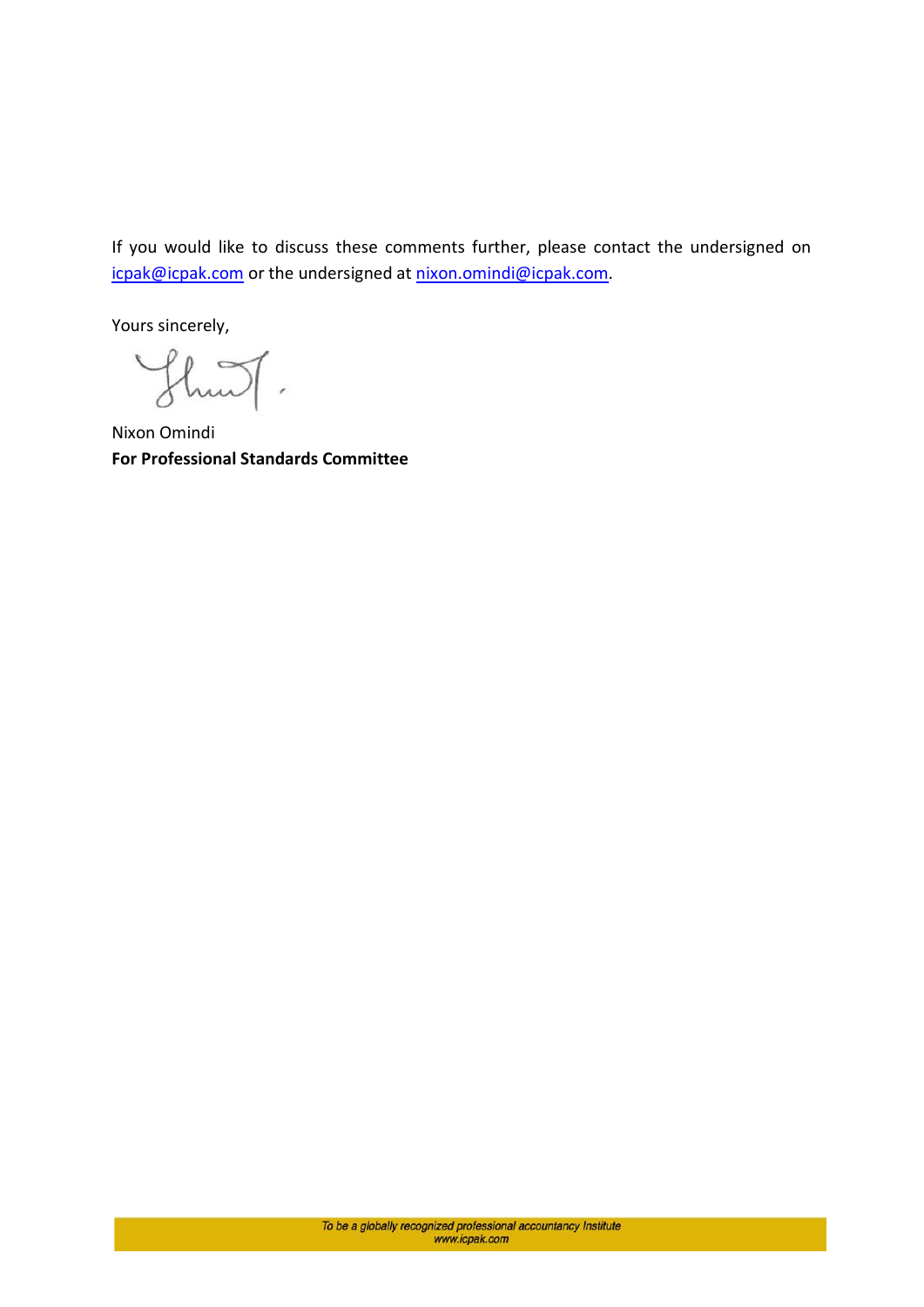If you would like to discuss these comments further, please contact the undersigned on icpak@icpak.com or the undersigned at nixon.omindi@icpak.com.

Yours sincerely,

Nixon Omindi
**For Professional Standards Committee**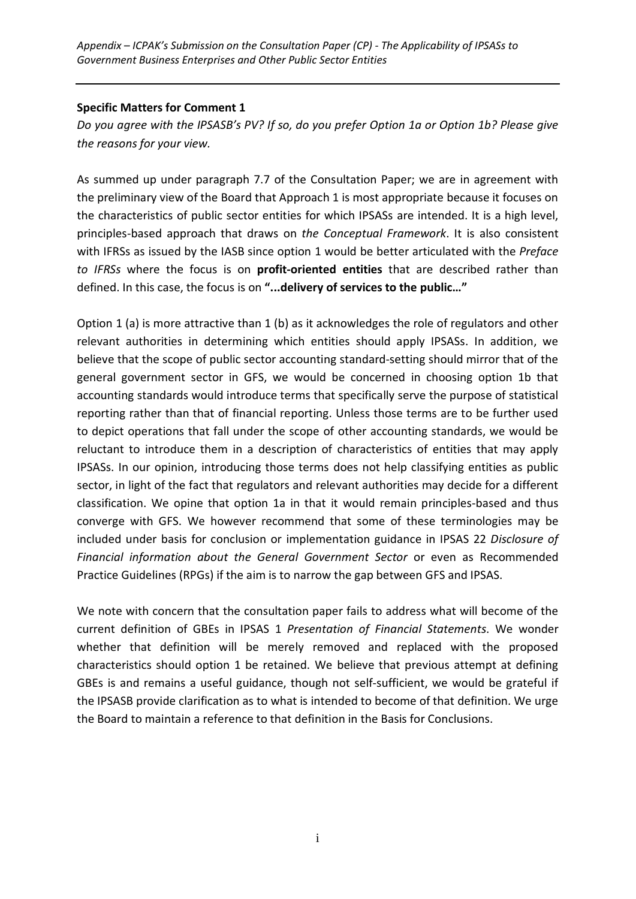*Appendix – ICPAK's Submission on the Consultation Paper (CP) - The Applicability of IPSASs to Government Business Enterprises and Other Public Sector Entities*

**Specific Matters for Comment 1**

*Do you agree with the IPSASB's PV? If so, do you prefer Option 1a or Option 1b? Please give the reasons for your view.*

As summed up under paragraph 7.7 of the Consultation Paper; we are in agreement with the preliminary view of the Board that Approach 1 is most appropriate because it focuses on the characteristics of public sector entities for which IPSASs are intended. It is a high level, principles-based approach that draws on *the Conceptual Framework*. It is also consistent with IFRSs as issued by the IASB since option 1 would be better articulated with the *Preface to IFRSs* where the focus is on **profit-oriented entities** that are described rather than defined. In this case, the focus is on **"...delivery of services to the public…"**

Option 1 (a) is more attractive than 1 (b) as it acknowledges the role of regulators and other relevant authorities in determining which entities should apply IPSASs. In addition, we believe that the scope of public sector accounting standard-setting should mirror that of the general government sector in GFS, we would be concerned in choosing option 1b that accounting standards would introduce terms that specifically serve the purpose of statistical reporting rather than that of financial reporting. Unless those terms are to be further used to depict operations that fall under the scope of other accounting standards, we would be reluctant to introduce them in a description of characteristics of entities that may apply IPSASs. In our opinion, introducing those terms does not help classifying entities as public sector, in light of the fact that regulators and relevant authorities may decide for a different classification. We opine that option 1a in that it would remain principles-based and thus converge with GFS. We however recommend that some of these terminologies may be included under basis for conclusion or implementation guidance in IPSAS 22 *Disclosure of Financial information about the General Government Sector* or even as Recommended Practice Guidelines (RPGs) if the aim is to narrow the gap between GFS and IPSAS.

We note with concern that the consultation paper fails to address what will become of the current definition of GBEs in IPSAS 1 *Presentation of Financial Statements*. We wonder whether that definition will be merely removed and replaced with the proposed characteristics should option 1 be retained. We believe that previous attempt at defining GBEs is and remains a useful guidance, though not self-sufficient, we would be grateful if the IPSASB provide clarification as to what is intended to become of that definition. We urge the Board to maintain a reference to that definition in the Basis for Conclusions.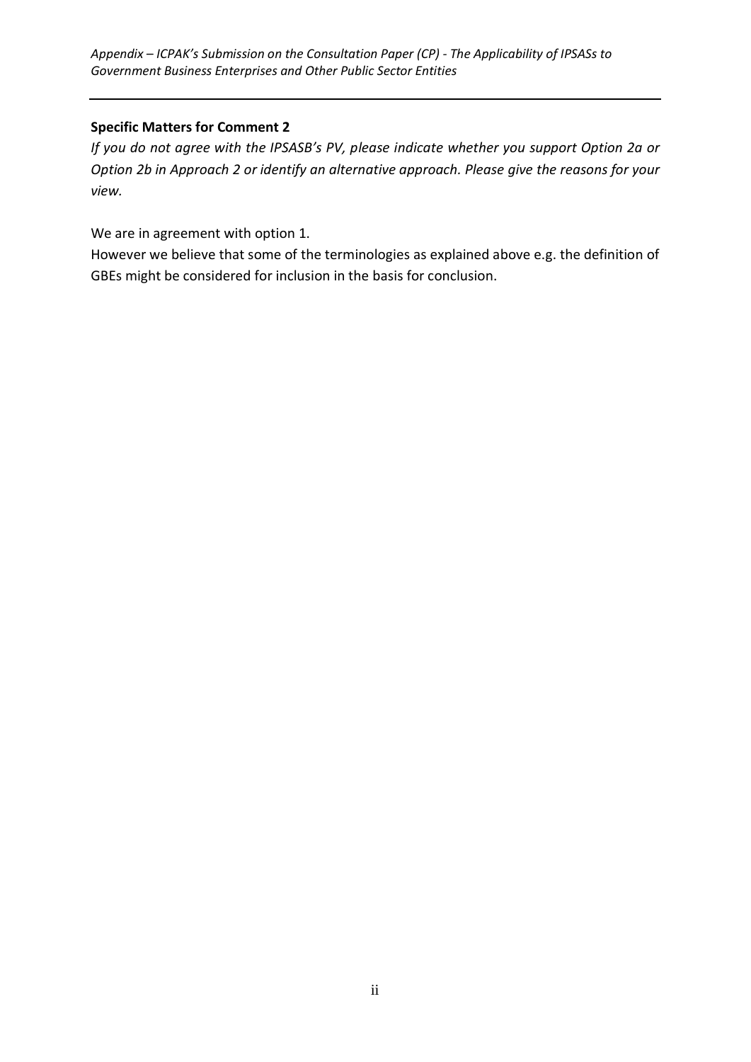**Specific Matters for Comment 2**

*If you do not agree with the IPSASB's PV, please indicate whether you support Option 2a or Option 2b in Approach 2 or identify an alternative approach. Please give the reasons for your view.*

We are in agreement with option 1.

However we believe that some of the terminologies as explained above e.g. the definition of GBEs might be considered for inclusion in the basis for conclusion.